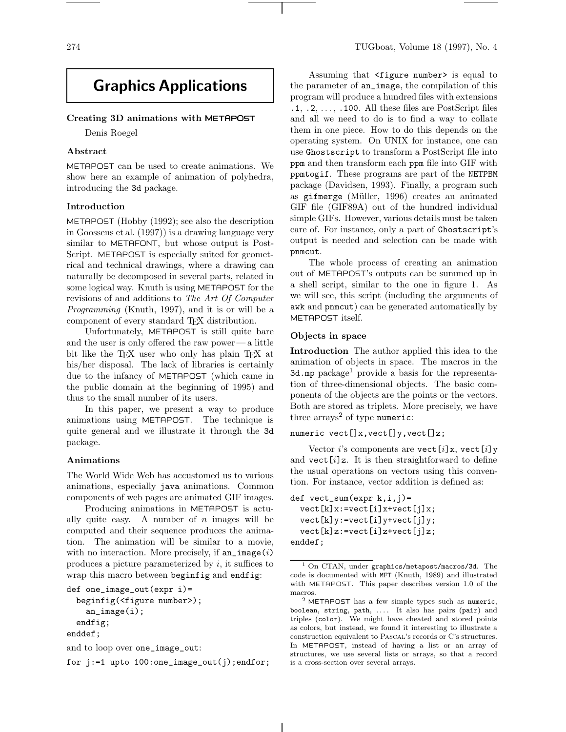# Graphics Applications

## Creating 3D animations with METAPOST

Denis Roegel

### Abstract

METAPOST can be used to create animations. We show here an example of animation of polyhedra, introducing the `3d` package.

### Introduction

METAPOST (Hobby (1992); see also the description in Goossens et al. (1997)) is a drawing language very similar to METAFONT, but whose output is PostScript. METAPOST is especially suited for geometrical and technical drawings, where a drawing can naturally be decomposed in several parts, related in some logical way. Knuth is using METAPOST for the revisions of and additions to *The Art Of Computer Programming* (Knuth, 1997), and it is or will be a component of every standard TEX distribution.

Unfortunately, METAPOST is still quite bare and the user is only offered the raw power — a little bit like the TEX user who only has plain TEX at his/her disposal. The lack of libraries is certainly due to the infancy of METAPOST (which came in the public domain at the beginning of 1995) and thus to the small number of its users.

In this paper, we present a way to produce animations using METAPOST. The technique is quite general and we illustrate it through the `3d` package.

### Animations

The World Wide Web has accustomed us to various animations, especially `java` animations. Common components of web pages are animated GIF images.

Producing animations in METAPOST is actually quite easy. A number of $n$ images will be computed and their sequence produces the animation. The animation will be similar to a movie, with no interaction. More precisely, if `an_image`($i$) produces a picture parameterized by $i$, it suffices to wrap this macro between `beginfig` and `endfig`:

```
def one_image_out(expr i)=
  beginfig(<figure number>);
    an_image(i);
  endfig;
enddef;
```

and to loop over `one_image_out`:

```
for j:=1 upto 100:one_image_out(j);endfor;
```

Assuming that `<figure number>` is equal to the parameter of `an_image`, the compilation of this program will produce a hundred files with extensions `.1`, `.2`, ..., `.100`. All these files are PostScript files and all we need to do is to find a way to collate them in one piece. How to do this depends on the operating system. On UNIX for instance, one can use `Ghostscript` to transform a PostScript file into `ppm` and then transform each `ppm` file into GIF with `ppmtogif`. These programs are part of the `NETPBM` package (Davidsen, 1993). Finally, a program such as `gifmerge` (Müller, 1996) creates an animated GIF file (GIF89A) out of the hundred individual simple GIFs. However, various details must be taken care of. For instance, only a part of `Ghostscript`'s output is needed and selection can be made with `pnmcut`.

The whole process of creating an animation out of METAPOST's outputs can be summed up in a shell script, similar to the one in figure 1. As we will see, this script (including the arguments of `awk` and `pnmcut`) can be generated automatically by METAPOST itself.

### Objects in space

**Introduction** The author applied this idea to the animation of objects in space. The macros in the `3d.mp` package[1] provide a basis for the representation of three-dimensional objects. The basic components of the objects are the points or the vectors. Both are stored as triplets. More precisely, we have three arrays[2] of type `numeric`:

```
numeric vect[]x,vect[]y,vect[]z;
```

Vector $i$'s components are `vect[`$i$`]x`, `vect[`$i$`]y` and `vect[`$i$`]z`. It is then straightforward to define the usual operations on vectors using this convention. For instance, vector addition is defined as:

```
def vect_sum(expr k,i,j)=
  vect[k]x:=vect[i]x+vect[j]x;
  vect[k]y:=vect[i]y+vect[j]y;
  vect[k]z:=vect[i]z+vect[j]z;
enddef;
```

---

[1] On CTAN, under `graphics/metapost/macros/3d`. The code is documented with `MFT` (Knuth, 1989) and illustrated with METAPOST. This paper describes version 1.0 of the macros.

[2] METAPOST has a few simple types such as `numeric`, `boolean`, `string`, `path`, .... It also has pairs (`pair`) and triples (`color`). We might have cheated and stored points as colors, but instead, we found it interesting to illustrate a construction equivalent to PASCAL's records or C's structures. In METAPOST, instead of having a list or an array of structures, we use several lists or arrays, so that a record is a cross-section over several arrays.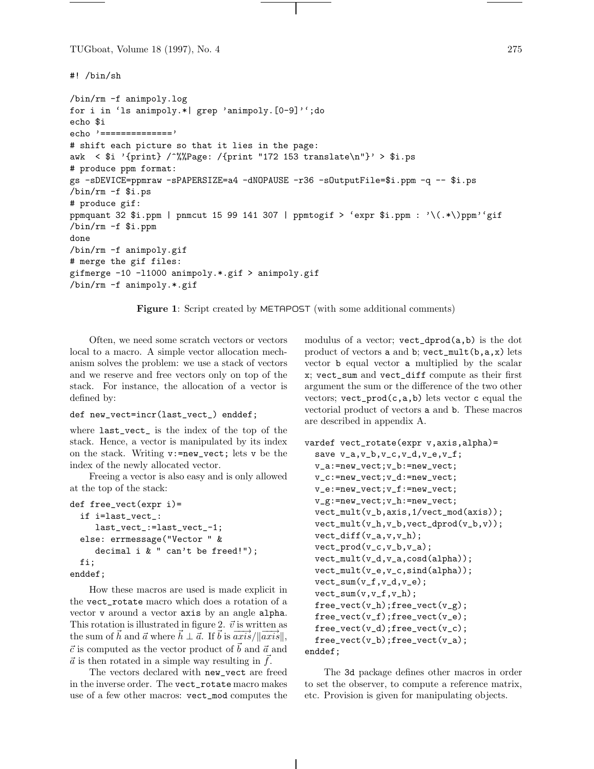```
#! /bin/sh

/bin/rm -f animpoly.log
for i in `ls animpoly.*| grep 'animpoly.[0-9]'`;do
echo $i
echo '=============='
# shift each picture so that it lies in the page:
awk  < $i '{print} /^%%Page: /{print "172 153 translate\n"}' > $i.ps
# produce ppm format:
gs -sDEVICE=ppmraw -sPAPERSIZE=a4 -dNOPAUSE -r36 -sOutputFile=$i.ppm -q -- $i.ps
/bin/rm -f $i.ps
# produce gif:
ppmquant 32 $i.ppm | pnmcut 15 99 141 307 | ppmtogif > `expr $i.ppm : '\(.*\)ppm'`gif
/bin/rm -f $i.ppm
done
/bin/rm -f animpoly.gif
# merge the gif files:
gifmerge -10 -l1000 animpoly.*.gif > animpoly.gif
/bin/rm -f animpoly.*.gif
```

**Figure 1**: Script created by METAPOST (with some additional comments)

Often, we need some scratch vectors or vectors local to a macro. A simple vector allocation mechanism solves the problem: we use a stack of vectors and we reserve and free vectors only on top of the stack. For instance, the allocation of a vector is defined by:

```
def new_vect=incr(last_vect_) enddef;
```

where `last_vect_` is the index of the top of the stack. Hence, a vector is manipulated by its index on the stack. Writing `v:=new_vect;` lets `v` be the index of the newly allocated vector.

Freeing a vector is also easy and is only allowed at the top of the stack:

```
def free_vect(expr i)=
  if i=last_vect_:
     last_vect_:=last_vect_-1;
  else: errmessage("Vector " &
     decimal i & " can't be freed!");
  fi;
enddef;
```

How these macros are used is made explicit in the `vect_rotate` macro which does a rotation of a vector `v` around a vector `axis` by an angle `alpha`. This rotation is illustrated in figure 2. $\vec{v}$ is written as the sum of $\vec{h}$ and $\vec{a}$ where $\vec{h} \perp \vec{a}$. If $\vec{b}$ is $\overrightarrow{axis}/\|\overrightarrow{axis}\|$, $\vec{c}$ is computed as the vector product of $\vec{b}$ and $\vec{a}$ and $\vec{a}$ is then rotated in a simple way resulting in $\vec{f}$.

The vectors declared with `new_vect` are freed in the inverse order. The `vect_rotate` macro makes use of a few other macros: `vect_mod` computes the modulus of a vector; `vect_dprod(a,b)` is the dot product of vectors `a` and `b`; `vect_mult(b,a,x)` lets vector `b` equal vector `a` multiplied by the scalar `x`; `vect_sum` and `vect_diff` compute as their first argument the sum or the difference of the two other vectors; `vect_prod(c,a,b)` lets vector `c` equal the vectorial product of vectors `a` and `b`. These macros are described in appendix A.

```
vardef vect_rotate(expr v,axis,alpha)=
  save v_a,v_b,v_c,v_d,v_e,v_f;
  v_a:=new_vect;v_b:=new_vect;
  v_c:=new_vect;v_d:=new_vect;
  v_e:=new_vect;v_f:=new_vect;
  v_g:=new_vect;v_h:=new_vect;
  vect_mult(v_b,axis,1/vect_mod(axis));
  vect_mult(v_h,v_b,vect_dprod(v_b,v));
  vect_diff(v_a,v,v_h);
  vect_prod(v_c,v_b,v_a);
  vect_mult(v_d,v_a,cosd(alpha));
  vect_mult(v_e,v_c,sind(alpha));
  vect_sum(v_f,v_d,v_e);
  vect_sum(v,v_f,v_h);
  free_vect(v_h);free_vect(v_g);
  free_vect(v_f);free_vect(v_e);
  free_vect(v_d);free_vect(v_c);
  free_vect(v_b);free_vect(v_a);
enddef;
```

The `3d` package defines other macros in order to set the observer, to compute a reference matrix, etc. Provision is given for manipulating objects.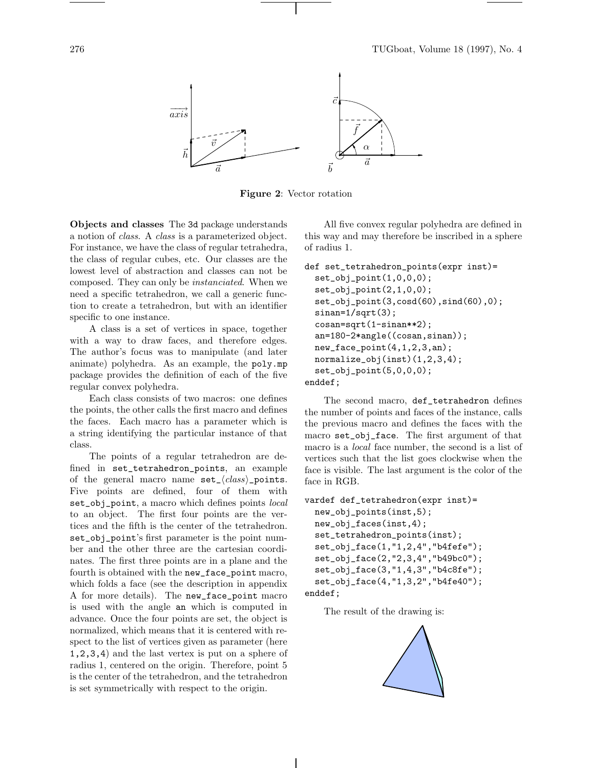**Figure 2**: Vector rotation

**Objects and classes** The 3d package understands a notion of *class*. A *class* is a parameterized object. For instance, we have the class of regular tetrahedra, the class of regular cubes, etc. Our classes are the lowest level of abstraction and classes can not be composed. They can only be *instanciated*. When we need a specific tetrahedron, we call a generic function to create a tetrahedron, but with an identifier specific to one instance.

A class is a set of vertices in space, together with a way to draw faces, and therefore edges. The author's focus was to manipulate (and later animate) polyhedra. As an example, the poly.mp package provides the definition of each of the five regular convex polyhedra.

Each class consists of two macros: one defines the points, the other calls the first macro and defines the faces. Each macro has a parameter which is a string identifying the particular instance of that class.

The points of a regular tetrahedron are defined in set_tetrahedron_points, an example of the general macro name set_⟨*class*⟩_points. Five points are defined, four of them with set_obj_point, a macro which defines points *local* to an object. The first four points are the vertices and the fifth is the center of the tetrahedron. set_obj_point's first parameter is the point number and the other three are the cartesian coordinates. The first three points are in a plane and the fourth is obtained with the new_face_point macro, which folds a face (see the description in appendix A for more details). The new_face_point macro is used with the angle an which is computed in advance. Once the four points are set, the object is normalized, which means that it is centered with respect to the list of vertices given as parameter (here 1,2,3,4) and the last vertex is put on a sphere of radius 1, centered on the origin. Therefore, point 5 is the center of the tetrahedron, and the tetrahedron is set symmetrically with respect to the origin.

All five convex regular polyhedra are defined in this way and may therefore be inscribed in a sphere of radius 1.

```
def set_tetrahedron_points(expr inst)=
  set_obj_point(1,0,0,0);
  set_obj_point(2,1,0,0);
  set_obj_point(3,cosd(60),sind(60),0);
  sinan=1/sqrt(3);
  cosan=sqrt(1-sinan**2);
  an=180-2*angle((cosan,sinan));
  new_face_point(4,1,2,3,an);
  normalize_obj(inst)(1,2,3,4);
  set_obj_point(5,0,0,0);
enddef;
```

The second macro, def_tetrahedron defines the number of points and faces of the instance, calls the previous macro and defines the faces with the macro set_obj_face. The first argument of that macro is a *local* face number, the second is a list of vertices such that the list goes clockwise when the face is visible. The last argument is the color of the face in RGB.

```
vardef def_tetrahedron(expr inst)=
  new_obj_points(inst,5);
  new_obj_faces(inst,4);
  set_tetrahedron_points(inst);
  set_obj_face(1,"1,2,4","b4fefe");
  set_obj_face(2,"2,3,4","b49bc0");
  set_obj_face(3,"1,4,3","b4c8fe");
  set_obj_face(4,"1,3,2","b4fe40");
enddef;
```

The result of the drawing is: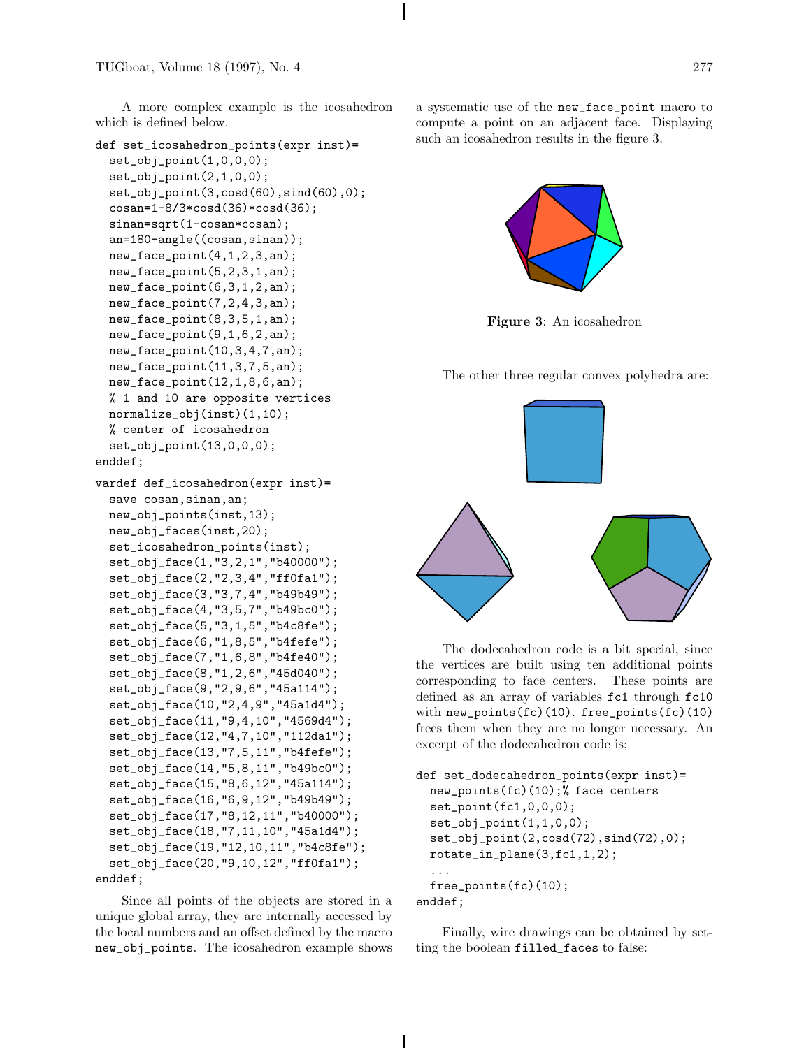A more complex example is the icosahedron which is defined below.

```
def set_icosahedron_points(expr inst)=
  set_obj_point(1,0,0,0);
  set_obj_point(2,1,0,0);
  set_obj_point(3,cosd(60),sind(60),0);
  cosan=1-8/3*cosd(36)*cosd(36);
  sinan=sqrt(1-cosan*cosan);
  an=180-angle((cosan,sinan));
  new_face_point(4,1,2,3,an);
  new_face_point(5,2,3,1,an);
  new_face_point(6,3,1,2,an);
  new_face_point(7,2,4,3,an);
  new_face_point(8,3,5,1,an);
  new_face_point(9,1,6,2,an);
  new_face_point(10,3,4,7,an);
  new_face_point(11,3,7,5,an);
  new_face_point(12,1,8,6,an);
  % 1 and 10 are opposite vertices
  normalize_obj(inst)(1,10);
  % center of icosahedron
  set_obj_point(13,0,0,0);
enddef;
```

```
vardef def_icosahedron(expr inst)=
  save cosan,sinan,an;
  new_obj_points(inst,13);
  new_obj_faces(inst,20);
  set_icosahedron_points(inst);
  set_obj_face(1,"3,2,1","b40000");
  set_obj_face(2,"2,3,4","ff0fa1");
  set_obj_face(3,"3,7,4","b49b49");
  set_obj_face(4,"3,5,7","b49bc0");
  set_obj_face(5,"3,1,5","b4c8fe");
  set_obj_face(6,"1,8,5","b4fefe");
  set_obj_face(7,"1,6,8","b4fe40");
  set_obj_face(8,"1,2,6","45d040");
  set_obj_face(9,"2,9,6","45a114");
  set_obj_face(10,"2,4,9","45a1d4");
  set_obj_face(11,"9,4,10","4569d4");
  set_obj_face(12,"4,7,10","112da1");
  set_obj_face(13,"7,5,11","b4fefe");
  set_obj_face(14,"5,8,11","b49bc0");
  set_obj_face(15,"8,6,12","45a114");
  set_obj_face(16,"6,9,12","b49b49");
  set_obj_face(17,"8,12,11","b40000");
  set_obj_face(18,"7,11,10","45a1d4");
  set_obj_face(19,"12,10,11","b4c8fe");
  set_obj_face(20,"9,10,12","ff0fa1");
enddef;
```

Since all points of the objects are stored in a unique global array, they are internally accessed by the local numbers and an offset defined by the macro `new_obj_points`. The icosahedron example shows a systematic use of the `new_face_point` macro to compute a point on an adjacent face. Displaying such an icosahedron results in the figure 3.

**Figure 3**: An icosahedron

The other three regular convex polyhedra are:

The dodecahedron code is a bit special, since the vertices are built using ten additional points corresponding to face centers. These points are defined as an array of variables `fc1` through `fc10` with `new_points(fc)(10)`. `free_points(fc)(10)` frees them when they are no longer necessary. An excerpt of the dodecahedron code is:

```
def set_dodecahedron_points(expr inst)=
  new_points(fc)(10);% face centers
  set_point(fc1,0,0,0);
  set_obj_point(1,1,0,0);
  set_obj_point(2,cosd(72),sind(72),0);
  rotate_in_plane(3,fc1,1,2);
  ...
  free_points(fc)(10);
enddef;
```

Finally, wire drawings can be obtained by setting the boolean `filled_faces` to false: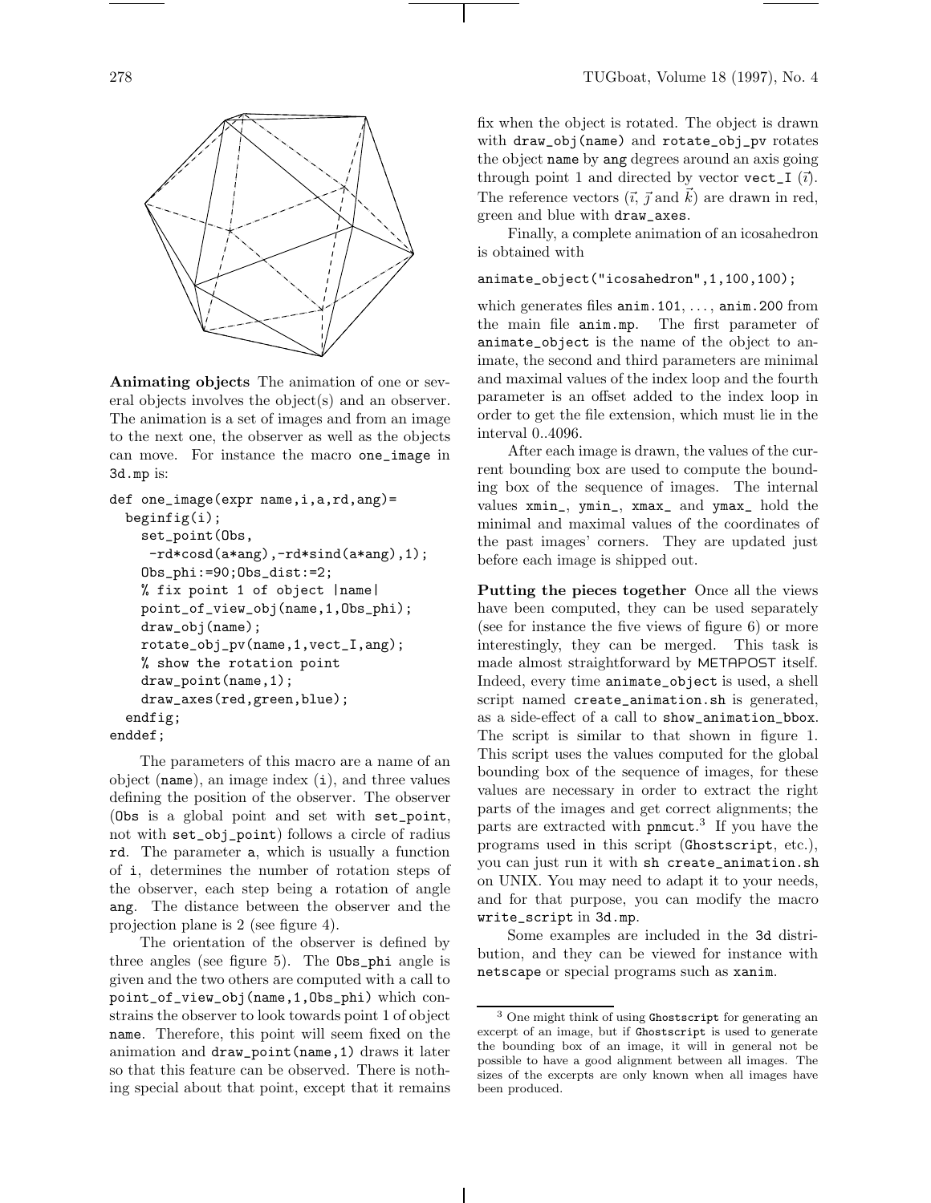**Animating objects** The animation of one or several objects involves the object(s) and an observer. The animation is a set of images and from an image to the next one, the observer as well as the objects can move. For instance the macro `one_image` in `3d.mp` is:

```
def one_image(expr name,i,a,rd,ang)=
  beginfig(i);
    set_point(Obs,
     -rd*cosd(a*ang),-rd*sind(a*ang),1);
    Obs_phi:=90;Obs_dist:=2;
    % fix point 1 of object |name|
    point_of_view_obj(name,1,Obs_phi);
    draw_obj(name);
    rotate_obj_pv(name,1,vect_I,ang);
    % show the rotation point
    draw_point(name,1);
    draw_axes(red,green,blue);
  endfig;
enddef;
```

The parameters of this macro are a name of an object (`name`), an image index (`i`), and three values defining the position of the observer. The observer (`Obs` is a global point and set with `set_point`, not with `set_obj_point`) follows a circle of radius `rd`. The parameter `a`, which is usually a function of `i`, determines the number of rotation steps of the observer, each step being a rotation of angle `ang`. The distance between the observer and the projection plane is 2 (see figure 4).

The orientation of the observer is defined by three angles (see figure 5). The `Obs_phi` angle is given and the two others are computed with a call to `point_of_view_obj(name,1,Obs_phi)` which constrains the observer to look towards point 1 of object `name`. Therefore, this point will seem fixed on the animation and `draw_point(name,1)` draws it later so that this feature can be observed. There is nothing special about that point, except that it remains fix when the object is rotated. The object is drawn with `draw_obj(name)` and `rotate_obj_pv` rotates the object `name` by `ang` degrees around an axis going through point 1 and directed by vector `vect_I` ($\vec{\imath}$). The reference vectors ($\vec{\imath}$, $\vec{\jmath}$ and $\vec{k}$) are drawn in red, green and blue with `draw_axes`.

Finally, a complete animation of an icosahedron is obtained with

```
animate_object("icosahedron",1,100,100);
```

which generates files `anim.101`, ..., `anim.200` from the main file `anim.mp`. The first parameter of `animate_object` is the name of the object to animate, the second and third parameters are minimal and maximal values of the index loop and the fourth parameter is an offset added to the index loop in order to get the file extension, which must lie in the interval 0..4096.

After each image is drawn, the values of the current bounding box are used to compute the bounding box of the sequence of images. The internal values `xmin_`, `ymin_`, `xmax_` and `ymax_` hold the minimal and maximal values of the coordinates of the past images' corners. They are updated just before each image is shipped out.

**Putting the pieces together** Once all the views have been computed, they can be used separately (see for instance the five views of figure 6) or more interestingly, they can be merged. This task is made almost straightforward by METAPOST itself. Indeed, every time `animate_object` is used, a shell script named `create_animation.sh` is generated, as a side-effect of a call to `show_animation_bbox`. The script is similar to that shown in figure 1. This script uses the values computed for the global bounding box of the sequence of images, for these values are necessary in order to extract the right parts of the images and get correct alignments; the parts are extracted with `pnmcut`.[3] If you have the programs used in this script (Ghostscript, etc.), you can just run it with `sh create_animation.sh` on UNIX. You may need to adapt it to your needs, and for that purpose, you can modify the macro `write_script` in `3d.mp`.

Some examples are included in the `3d` distribution, and they can be viewed for instance with `netscape` or special programs such as `xanim`.

[3] One might think of using Ghostscript for generating an excerpt of an image, but if Ghostscript is used to generate the bounding box of an image, it will in general not be possible to have a good alignment between all images. The sizes of the excerpts are only known when all images have been produced.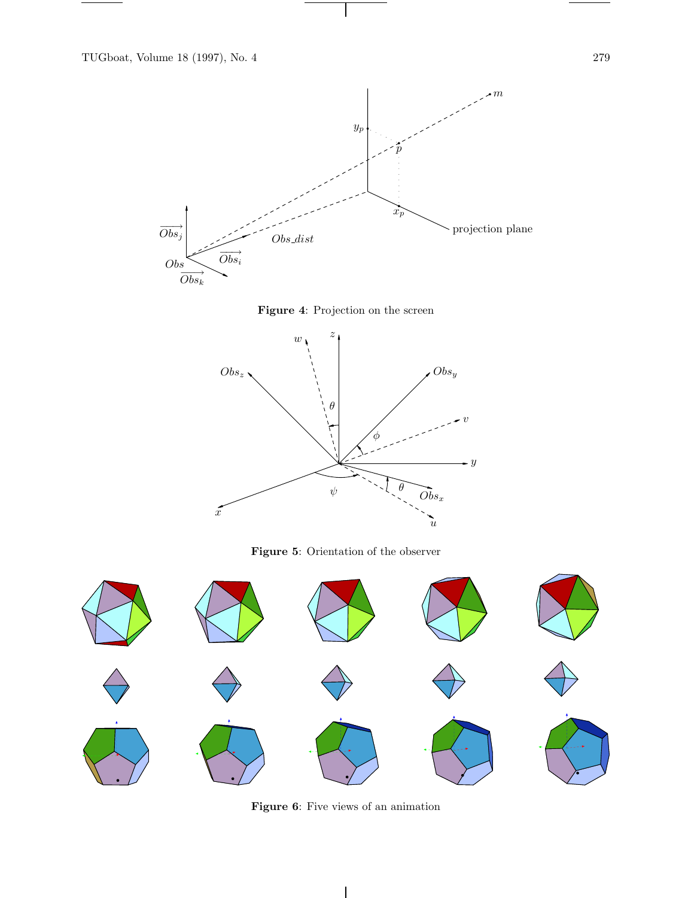**Figure 4**: Projection on the screen

**Figure 5**: Orientation of the observer

**Figure 6**: Five views of an animation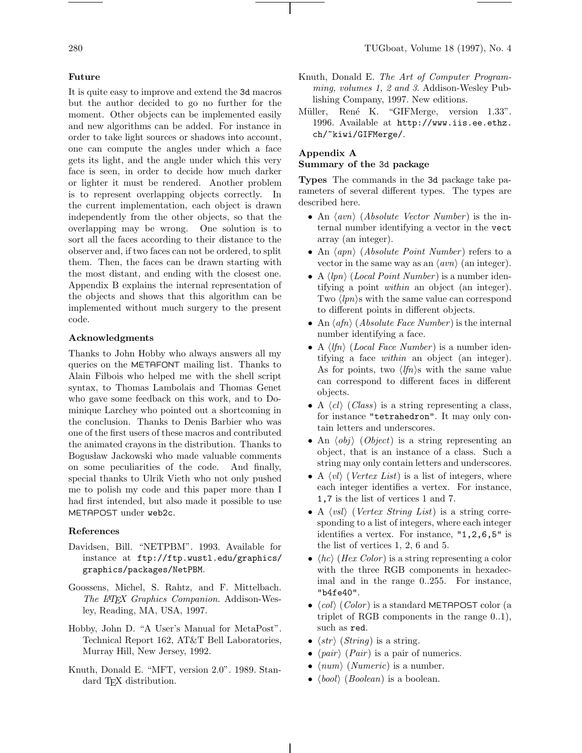### Future

It is quite easy to improve and extend the `3d` macros but the author decided to go no further for the moment. Other objects can be implemented easily and new algorithms can be added. For instance in order to take light sources or shadows into account, one can compute the angles under which a face gets its light, and the angle under which this very face is seen, in order to decide how much darker or lighter it must be rendered. Another problem is to represent overlapping objects correctly. In the current implementation, each object is drawn independently from the other objects, so that the overlapping may be wrong. One solution is to sort all the faces according to their distance to the observer and, if two faces can not be ordered, to split them. Then, the faces can be drawn starting with the most distant, and ending with the closest one. Appendix B explains the internal representation of the objects and shows that this algorithm can be implemented without much surgery to the present code.

### Acknowledgments

Thanks to John Hobby who always answers all my queries on the METAFONT mailing list. Thanks to Alain Filbois who helped me with the shell script syntax, to Thomas Lambolais and Thomas Genet who gave some feedback on this work, and to Dominique Larchey who pointed out a shortcoming in the conclusion. Thanks to Denis Barbier who was one of the first users of these macros and contributed the animated crayons in the distribution. Thanks to Bogusław Jackowski who made valuable comments on some peculiarities of the code. And finally, special thanks to Ulrik Vieth who not only pushed me to polish my code and this paper more than I had first intended, but also made it possible to use METAPOST under `web2c`.

### References

Davidsen, Bill. "NETPBM". 1993. Available for instance at `ftp://ftp.wustl.edu/graphics/graphics/packages/NetPBM`.

Goossens, Michel, S. Rahtz, and F. Mittelbach. *The LaTeX Graphics Companion*. Addison-Wesley, Reading, MA, USA, 1997.

Hobby, John D. "A User's Manual for MetaPost". Technical Report 162, AT&T Bell Laboratories, Murray Hill, New Jersey, 1992.

Knuth, Donald E. "MFT, version 2.0". 1989. Standard TeX distribution.

Knuth, Donald E. *The Art of Computer Programming, volumes 1, 2 and 3*. Addison-Wesley Publishing Company, 1997. New editions.

Müller, René K. "GIFMerge, version 1.33". 1996. Available at `http://www.iis.ee.ethz.ch/~kiwi/GIFMerge/`.

## Appendix A
## Summary of the `3d` package

**Types** The commands in the `3d` package take parameters of several different types. The types are described here.

- An ⟨*avn*⟩ (*Absolute Vector Number*) is the internal number identifying a vector in the `vect` array (an integer).
- An ⟨*apn*⟩ (*Absolute Point Number*) refers to a vector in the same way as an ⟨*avn*⟩ (an integer).
- A ⟨*lpn*⟩ (*Local Point Number*) is a number identifying a point *within* an object (an integer). Two ⟨*lpn*⟩s with the same value can correspond to different points in different objects.
- An ⟨*afn*⟩ (*Absolute Face Number*) is the internal number identifying a face.
- A ⟨*lfn*⟩ (*Local Face Number*) is a number identifying a face *within* an object (an integer). As for points, two ⟨*lfn*⟩s with the same value can correspond to different faces in different objects.
- A ⟨*cl*⟩ (*Class*) is a string representing a class, for instance `"tetrahedron"`. It may only contain letters and underscores.
- An ⟨*obj*⟩ (*Object*) is a string representing an object, that is an instance of a class. Such a string may only contain letters and underscores.
- A ⟨*vl*⟩ (*Vertex List*) is a list of integers, where each integer identifies a vertex. For instance, `1,7` is the list of vertices 1 and 7.
- A ⟨*vsl*⟩ (*Vertex String List*) is a string corresponding to a list of integers, where each integer identifies a vertex. For instance, `"1,2,6,5"` is the list of vertices 1, 2, 6 and 5.
- ⟨*hc*⟩ (*Hex Color*) is a string representing a color with the three RGB components in hexadecimal and in the range 0..255. For instance, `"b4fe40"`.
- ⟨*col*⟩ (*Color*) is a standard METAPOST color (a triplet of RGB components in the range 0..1), such as `red`.
- ⟨*str*⟩ (*String*) is a string.
- ⟨*pair*⟩ (*Pair*) is a pair of numerics.
- ⟨*num*⟩ (*Numeric*) is a number.
- ⟨*bool*⟩ (*Boolean*) is a boolean.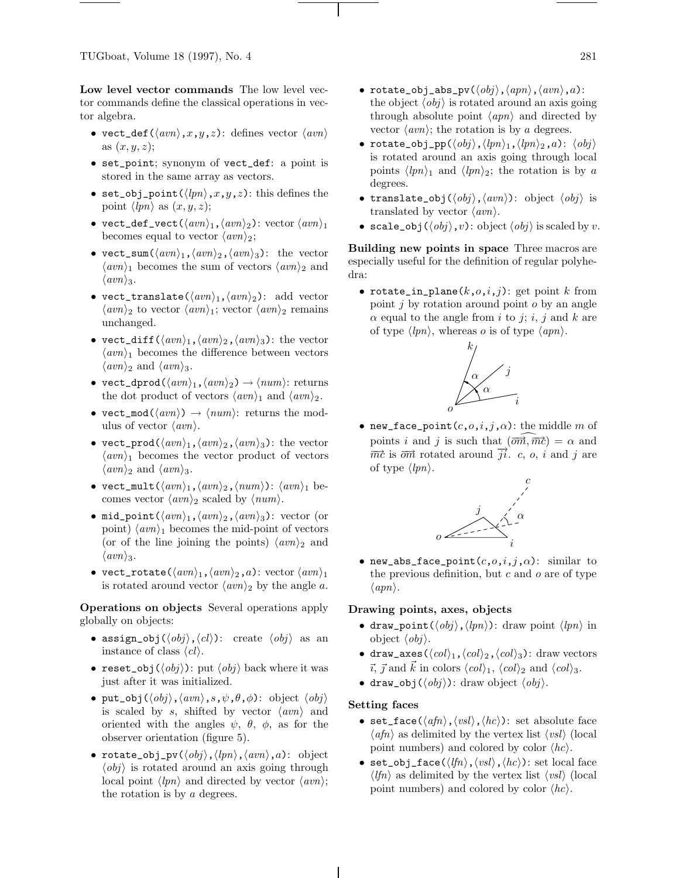**Low level vector commands** The low level vector commands define the classical operations in vector algebra.

- `vect_def(`$\langle avn\rangle$`,`$x$`,`$y$`,`$z$`)`: defines vector $\langle avn\rangle$ as $(x, y, z)$;
- `set_point`; synonym of `vect_def`: a point is stored in the same array as vectors.
- `set_obj_point(`$\langle lpn\rangle$`,`$x$`,`$y$`,`$z$`)`: this defines the point $\langle lpn\rangle$ as $(x, y, z)$;
- `vect_def_vect(`$\langle avn\rangle_1$`,`$\langle avn\rangle_2$`)`: vector $\langle avn\rangle_1$ becomes equal to vector $\langle avn\rangle_2$;
- `vect_sum(`$\langle avn\rangle_1$`,`$\langle avn\rangle_2$`,`$\langle avn\rangle_3$`)`: the vector $\langle avn\rangle_1$ becomes the sum of vectors $\langle avn\rangle_2$ and $\langle avn\rangle_3$.
- `vect_translate(`$\langle avn\rangle_1$`,`$\langle avn\rangle_2$`)`: add vector $\langle avn\rangle_2$ to vector $\langle avn\rangle_1$; vector $\langle avn\rangle_2$ remains unchanged.
- `vect_diff(`$\langle avn\rangle_1$`,`$\langle avn\rangle_2$`,`$\langle avn\rangle_3$`)`: the vector $\langle avn\rangle_1$ becomes the difference between vectors $\langle avn\rangle_2$ and $\langle avn\rangle_3$.
- `vect_dprod(`$\langle avn\rangle_1$`,`$\langle avn\rangle_2$`)` $\to \langle num\rangle$: returns the dot product of vectors $\langle avn\rangle_1$ and $\langle avn\rangle_2$.
- `vect_mod(`$\langle avn\rangle$`)` $\to \langle num\rangle$: returns the modulus of vector $\langle avn\rangle$.
- `vect_prod(`$\langle avn\rangle_1$`,`$\langle avn\rangle_2$`,`$\langle avn\rangle_3$`)`: the vector $\langle avn\rangle_1$ becomes the vector product of vectors $\langle avn\rangle_2$ and $\langle avn\rangle_3$.
- `vect_mult(`$\langle avn\rangle_1$`,`$\langle avn\rangle_2$`,`$\langle num\rangle$`)`: $\langle avn\rangle_1$ becomes vector $\langle avn\rangle_2$ scaled by $\langle num\rangle$.
- `mid_point(`$\langle avn\rangle_1$`,`$\langle avn\rangle_2$`,`$\langle avn\rangle_3$`)`: vector (or point) $\langle avn\rangle_1$ becomes the mid-point of vectors (or of the line joining the points) $\langle avn\rangle_2$ and $\langle avn\rangle_3$.
- `vect_rotate(`$\langle avn\rangle_1$`,`$\langle avn\rangle_2$`,`$a$`)`: vector $\langle avn\rangle_1$ is rotated around vector $\langle avn\rangle_2$ by the angle $a$.

**Operations on objects** Several operations apply globally on objects:

- `assign_obj(`$\langle obj\rangle$`,`$\langle cl\rangle$`)`: create $\langle obj\rangle$ as an instance of class $\langle cl\rangle$.
- `reset_obj(`$\langle obj\rangle$`)`: put $\langle obj\rangle$ back where it was just after it was initialized.
- `put_obj(`$\langle obj\rangle$`,`$\langle avn\rangle$`,`$s$`,`$\psi$`,`$\theta$`,`$\phi$`)`: object $\langle obj\rangle$ is scaled by $s$, shifted by vector $\langle avn\rangle$ and oriented with the angles $\psi$, $\theta$, $\phi$, as for the observer orientation (figure 5).
- `rotate_obj_pv(`$\langle obj\rangle$`,`$\langle lpn\rangle$`,`$\langle avn\rangle$`,`$a$`)`: object $\langle obj\rangle$ is rotated around an axis going through local point $\langle lpn\rangle$ and directed by vector $\langle avn\rangle$; the rotation is by $a$ degrees.
- `rotate_obj_abs_pv(`$\langle obj\rangle$`,`$\langle apn\rangle$`,`$\langle avn\rangle$`,`$a$`)`: the object $\langle obj\rangle$ is rotated around an axis going through absolute point $\langle apn\rangle$ and directed by vector $\langle avn\rangle$; the rotation is by $a$ degrees.
- `rotate_obj_pp(`$\langle obj\rangle$`,`$\langle lpn\rangle_1$`,`$\langle lpn\rangle_2$`,`$a$`)`: $\langle obj\rangle$ is rotated around an axis going through local points $\langle lpn\rangle_1$ and $\langle lpn\rangle_2$; the rotation is by $a$ degrees.
- `translate_obj(`$\langle obj\rangle$`,`$\langle avn\rangle$`)`: object $\langle obj\rangle$ is translated by vector $\langle avn\rangle$.
- `scale_obj(`$\langle obj\rangle$`,`$v$`)`: object $\langle obj\rangle$ is scaled by $v$.

**Building new points in space** Three macros are especially useful for the definition of regular polyhedra:

- `rotate_in_plane(`$k$`,`$o$`,`$i$`,`$j$`)`: get point $k$ from point $j$ by rotation around point $o$ by an angle $\alpha$ equal to the angle from $i$ to $j$; $i$, $j$ and $k$ are of type $\langle lpn\rangle$, whereas $o$ is of type $\langle apn\rangle$.
- `new_face_point(`$c$`,`$o$`,`$i$`,`$j$`,`$\alpha$`)`: the middle $m$ of points $i$ and $j$ is such that $(\widehat{\overrightarrow{om}, \overrightarrow{mc}}) = \alpha$ and $\overrightarrow{mc}$ is $\overrightarrow{om}$ rotated around $\overrightarrow{ji}$. $c$, $o$, $i$ and $j$ are of type $\langle lpn\rangle$.
- `new_abs_face_point(`$c$`,`$o$`,`$i$`,`$j$`,`$\alpha$`)`: similar to the previous definition, but $c$ and $o$ are of type $\langle apn\rangle$.

**Drawing points, axes, objects**

- `draw_point(`$\langle obj\rangle$`,`$\langle lpn\rangle$`)`: draw point $\langle lpn\rangle$ in object $\langle obj\rangle$.
- `draw_axes(`$\langle col\rangle_1$`,`$\langle col\rangle_2$`,`$\langle col\rangle_3$`)`: draw vectors $\vec{\imath}$, $\vec{\jmath}$ and $\vec{k}$ in colors $\langle col\rangle_1$, $\langle col\rangle_2$ and $\langle col\rangle_3$.
- `draw_obj(`$\langle obj\rangle$`)`: draw object $\langle obj\rangle$.

**Setting faces**

- `set_face(`$\langle afn\rangle$`,`$\langle vsl\rangle$`,`$\langle hc\rangle$`)`: set absolute face $\langle afn\rangle$ as delimited by the vertex list $\langle vsl\rangle$ (local point numbers) and colored by color $\langle hc\rangle$.
- `set_obj_face(`$\langle lfn\rangle$`,`$\langle vsl\rangle$`,`$\langle hc\rangle$`)`: set local face $\langle lfn\rangle$ as delimited by the vertex list $\langle vsl\rangle$ (local point numbers) and colored by color $\langle hc\rangle$.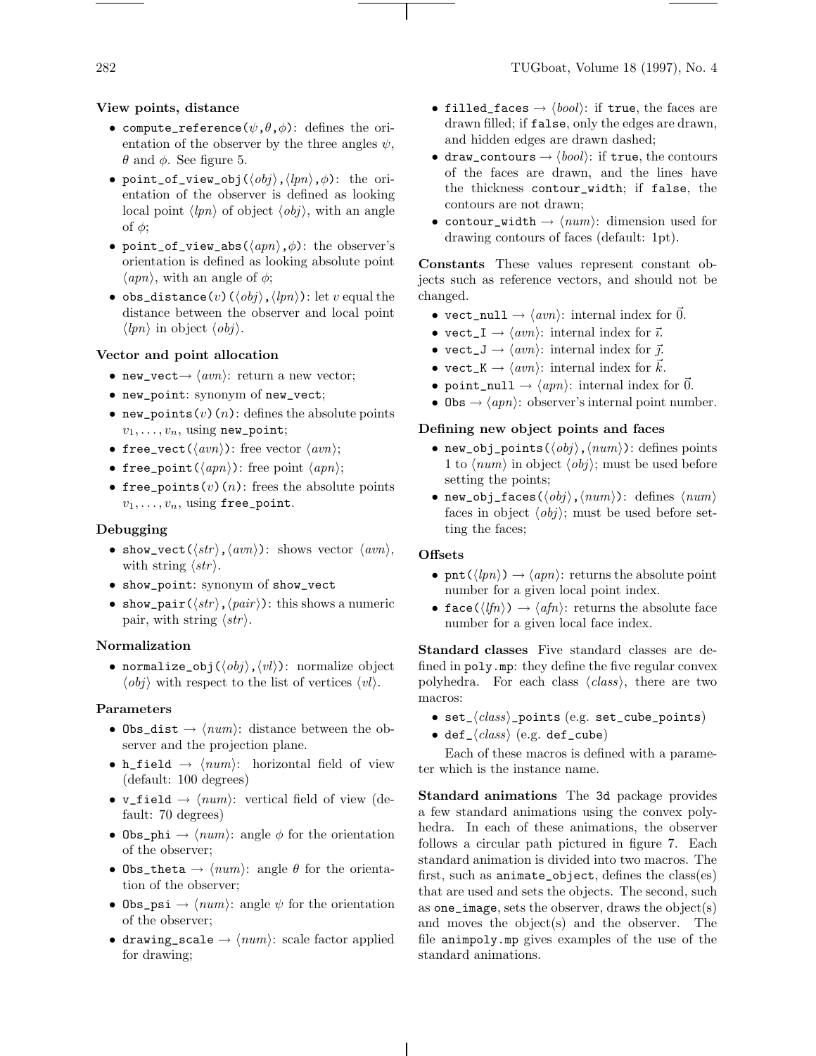#### View points, distance

- `compute_reference(`$\psi$`,`$\theta$`,`$\phi$`)`: defines the orientation of the observer by the three angles $\psi$, $\theta$ and $\phi$. See figure 5.
- `point_of_view_obj(`⟨*obj*⟩`,`⟨*lpn*⟩`,`$\phi$`)`: the orientation of the observer is defined as looking local point ⟨*lpn*⟩ of object ⟨*obj*⟩, with an angle of $\phi$;
- `point_of_view_abs(`⟨*apn*⟩`,`$\phi$`)`: the observer's orientation is defined as looking absolute point ⟨*apn*⟩, with an angle of $\phi$;
- `obs_distance(`$v$`)(`⟨*obj*⟩`,`⟨*lpn*⟩`)`: let $v$ equal the distance between the observer and local point ⟨*lpn*⟩ in object ⟨*obj*⟩.

#### Vector and point allocation

- `new_vect` → ⟨*avn*⟩: return a new vector;
- `new_point`: synonym of `new_vect`;
- `new_points(`$v$`)(`$n$`)`: defines the absolute points $v_1, \ldots, v_n$, using `new_point`;
- `free_vect(`⟨*avn*⟩`)`: free vector ⟨*avn*⟩;
- `free_point(`⟨*apn*⟩`)`: free point ⟨*apn*⟩;
- `free_points(`$v$`)(`$n$`)`: frees the absolute points $v_1, \ldots, v_n$, using `free_point`.

#### Debugging

- `show_vect(`⟨*str*⟩`,`⟨*avn*⟩`)`: shows vector ⟨*avn*⟩, with string ⟨*str*⟩.
- `show_point`: synonym of `show_vect`
- `show_pair(`⟨*str*⟩`,`⟨*pair*⟩`)`: this shows a numeric pair, with string ⟨*str*⟩.

#### Normalization

- `normalize_obj(`⟨*obj*⟩`,`⟨*vl*⟩`)`: normalize object ⟨*obj*⟩ with respect to the list of vertices ⟨*vl*⟩.

#### Parameters

- `Obs_dist` → ⟨*num*⟩: distance between the observer and the projection plane.
- `h_field` → ⟨*num*⟩: horizontal field of view (default: 100 degrees)
- `v_field` → ⟨*num*⟩: vertical field of view (default: 70 degrees)
- `Obs_phi` → ⟨*num*⟩: angle $\phi$ for the orientation of the observer;
- `Obs_theta` → ⟨*num*⟩: angle $\theta$ for the orientation of the observer;
- `Obs_psi` → ⟨*num*⟩: angle $\psi$ for the orientation of the observer;
- `drawing_scale` → ⟨*num*⟩: scale factor applied for drawing;
- `filled_faces` → ⟨*bool*⟩: if `true`, the faces are drawn filled; if `false`, only the edges are drawn, and hidden edges are drawn dashed;
- `draw_contours` → ⟨*bool*⟩: if `true`, the contours of the faces are drawn, and the lines have the thickness `contour_width`; if `false`, the contours are not drawn;
- `contour_width` → ⟨*num*⟩: dimension used for drawing contours of faces (default: 1pt).

**Constants** These values represent constant objects such as reference vectors, and should not be changed.

- `vect_null` → ⟨*avn*⟩: internal index for $\vec{0}$.
- `vect_I` → ⟨*avn*⟩: internal index for $\vec{\imath}$.
- `vect_J` → ⟨*avn*⟩: internal index for $\vec{\jmath}$.
- `vect_K` → ⟨*avn*⟩: internal index for $\vec{k}$.
- `point_null` → ⟨*apn*⟩: internal index for $\vec{0}$.
- `Obs` → ⟨*apn*⟩: observer's internal point number.

#### Defining new object points and faces

- `new_obj_points(`⟨*obj*⟩`,`⟨*num*⟩`)`: defines points 1 to ⟨*num*⟩ in object ⟨*obj*⟩; must be used before setting the points;
- `new_obj_faces(`⟨*obj*⟩`,`⟨*num*⟩`)`: defines ⟨*num*⟩ faces in object ⟨*obj*⟩; must be used before setting the faces;

#### Offsets

- `pnt(`⟨*lpn*⟩`)` → ⟨*apn*⟩: returns the absolute point number for a given local point index.
- `face(`⟨*lfn*⟩`)` → ⟨*afn*⟩: returns the absolute face number for a given local face index.

**Standard classes** Five standard classes are defined in `poly.mp`: they define the five regular convex polyhedra. For each class ⟨*class*⟩, there are two macros:

- `set_`⟨*class*⟩`_points` (e.g. `set_cube_points`)
- `def_`⟨*class*⟩ (e.g. `def_cube`)

Each of these macros is defined with a parameter which is the instance name.

**Standard animations** The `3d` package provides a few standard animations using the convex polyhedra. In each of these animations, the observer follows a circular path pictured in figure 7. Each standard animation is divided into two macros. The first, such as `animate_object`, defines the class(es) that are used and sets the objects. The second, such as `one_image`, sets the observer, draws the object(s) and moves the object(s) and the observer. The file `animpoly.mp` gives examples of the use of the standard animations.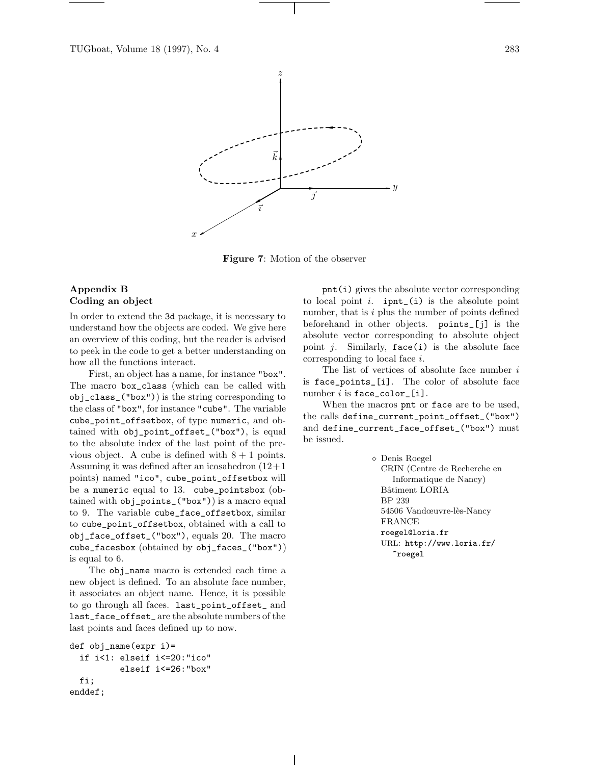z

$\vec{k}$

y

$\vec{\jmath}$

$\vec{\imath}$

x

**Figure 7**: Motion of the observer

## Appendix B
## Coding an object

In order to extend the 3d package, it is necessary to understand how the objects are coded. We give here an overview of this coding, but the reader is advised to peek in the code to get a better understanding on how all the functions interact.

First, an object has a name, for instance "box". The macro box_class (which can be called with obj_class_("box")) is the string corresponding to the class of "box", for instance "cube". The variable cube_point_offsetbox, of type numeric, and obtained with obj_point_offset_("box"), is equal to the absolute index of the last point of the previous object. A cube is defined with $8+1$ points. Assuming it was defined after an icosahedron $(12+1$ points) named "ico", cube_point_offsetbox will be a numeric equal to 13. cube_pointsbox (obtained with obj_points_("box")) is a macro equal to 9. The variable cube_face_offsetbox, similar to cube_point_offsetbox, obtained with a call to obj_face_offset_("box"), equals 20. The macro cube_facesbox (obtained by obj_faces_("box")) is equal to 6.

The obj_name macro is extended each time a new object is defined. To an absolute face number, it associates an object name. Hence, it is possible to go through all faces. last_point_offset_ and last_face_offset_ are the absolute numbers of the last points and faces defined up to now.

```
def obj_name(expr i)=
  if i<1: elseif i<=20:"ico"
          elseif i<=26:"box"
  fi;
enddef;
```

pnt(i) gives the absolute vector corresponding to local point $i$. ipnt_(i) is the absolute point number, that is $i$ plus the number of points defined beforehand in other objects. points_[j] is the absolute vector corresponding to absolute object point $j$. Similarly, face(i) is the absolute face corresponding to local face $i$.

The list of vertices of absolute face number $i$ is face_points_[i]. The color of absolute face number $i$ is face_color_[i].

When the macros pnt or face are to be used, the calls define_current_point_offset_("box") and define_current_face_offset_("box") must be issued.

◇ Denis Roegel
CRIN (Centre de Recherche en Informatique de Nancy)
Bâtiment LORIA
BP 239
54506 Vandœuvre-lès-Nancy
FRANCE
roegel@loria.fr
URL: http://www.loria.fr/~roegel